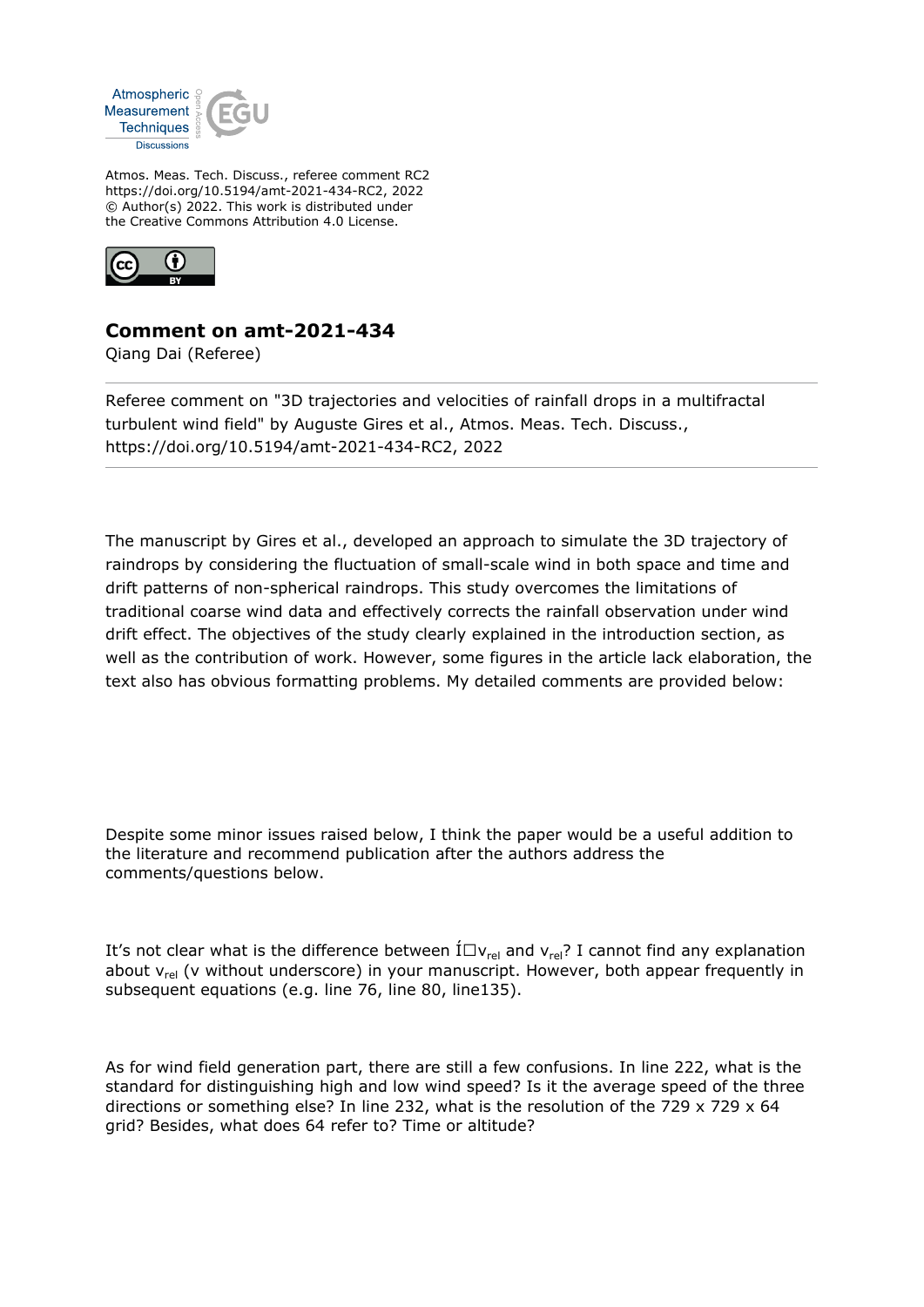Atmos. Meas. Tech. Discuss., referee comment RC2
https://doi.org/10.5194/amt-2021-434-RC2, 2022
© Author(s) 2022. This work is distributed under
the Creative Commons Attribution 4.0 License.

## Comment on amt-2021-434

Qiang Dai (Referee)

Referee comment on "3D trajectories and velocities of rainfall drops in a multifractal turbulent wind field" by Auguste Gires et al., Atmos. Meas. Tech. Discuss., https://doi.org/10.5194/amt-2021-434-RC2, 2022

---

The manuscript by Gires et al., developed an approach to simulate the 3D trajectory of raindrops by considering the fluctuation of small-scale wind in both space and time and drift patterns of non-spherical raindrops. This study overcomes the limitations of traditional coarse wind data and effectively corrects the rainfall observation under wind drift effect. The objectives of the study clearly explained in the introduction section, as well as the contribution of work. However, some figures in the article lack elaboration, the text also has obvious formatting problems. My detailed comments are provided below:

Despite some minor issues raised below, I think the paper would be a useful addition to the literature and recommend publication after the authors address the comments/questions below.

It's not clear what is the difference between Í□$v_{rel}$ and $v_{rel}$? I cannot find any explanation about $v_{rel}$ (v without underscore) in your manuscript. However, both appear frequently in subsequent equations (e.g. line 76, line 80, line135).

As for wind field generation part, there are still a few confusions. In line 222, what is the standard for distinguishing high and low wind speed? Is it the average speed of the three directions or something else? In line 232, what is the resolution of the 729 x 729 x 64 grid? Besides, what does 64 refer to? Time or altitude?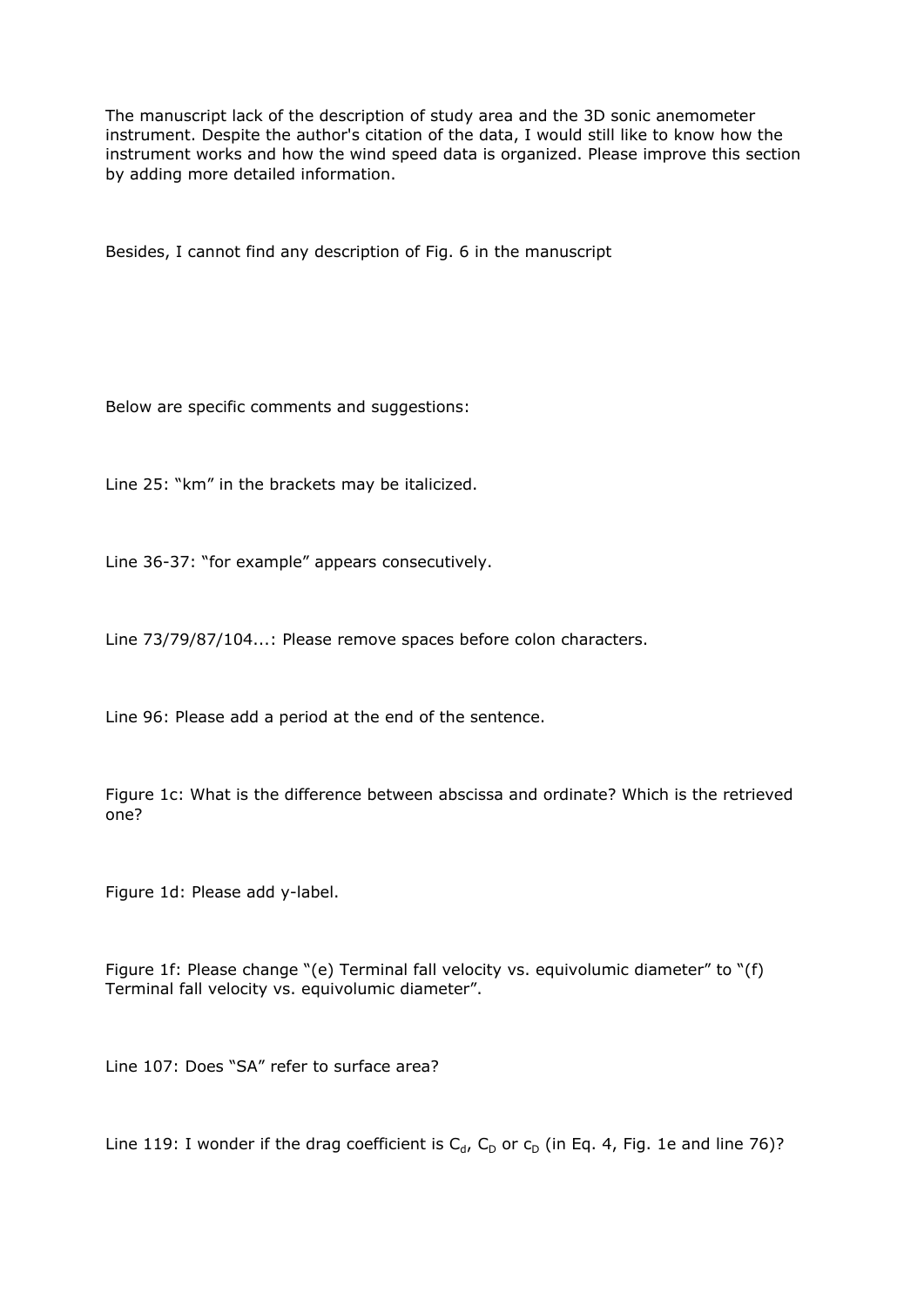The manuscript lack of the description of study area and the 3D sonic anemometer instrument. Despite the author's citation of the data, I would still like to know how the instrument works and how the wind speed data is organized. Please improve this section by adding more detailed information.

Besides, I cannot find any description of Fig. 6 in the manuscript

Below are specific comments and suggestions:

Line 25: "km" in the brackets may be italicized.

Line 36-37: "for example" appears consecutively.

Line 73/79/87/104...: Please remove spaces before colon characters.

Line 96: Please add a period at the end of the sentence.

Figure 1c: What is the difference between abscissa and ordinate? Which is the retrieved one?

Figure 1d: Please add y-label.

Figure 1f: Please change "(e) Terminal fall velocity vs. equivolumic diameter" to "(f) Terminal fall velocity vs. equivolumic diameter".

Line 107: Does "SA" refer to surface area?

Line 119: I wonder if the drag coefficient is $C_d$, $C_D$ or $c_D$ (in Eq. 4, Fig. 1e and line 76)?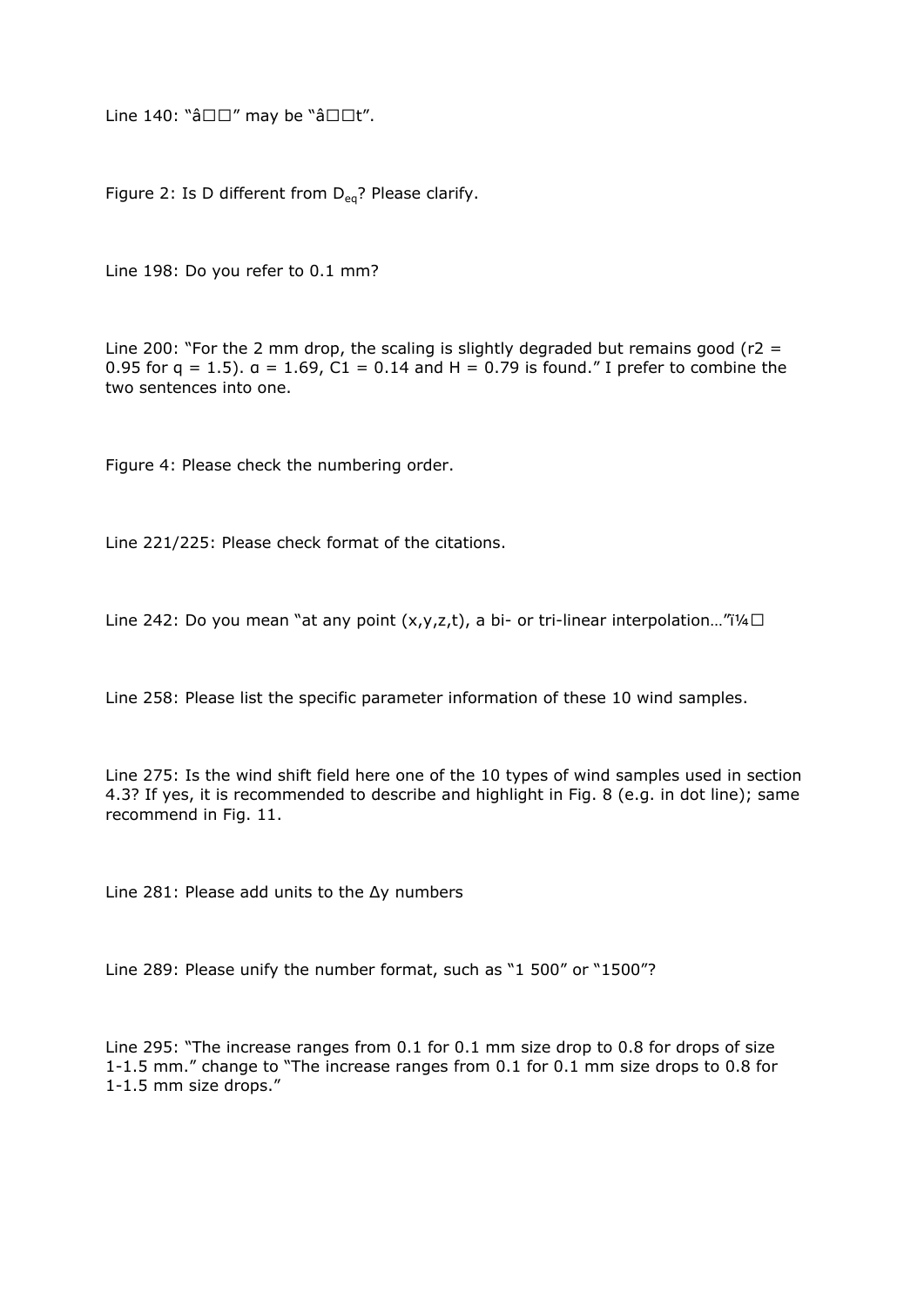Line 140: "â□□" may be "â□□t".

Figure 2: Is D different from $D_{eq}$? Please clarify.

Line 198: Do you refer to 0.1 mm?

Line 200: "For the 2 mm drop, the scaling is slightly degraded but remains good ($r2 = 0.95$ for $q = 1.5$). $\alpha = 1.69$, $C1 = 0.14$ and $H = 0.79$ is found." I prefer to combine the two sentences into one.

Figure 4: Please check the numbering order.

Line 221/225: Please check format of the citations.

Line 242: Do you mean "at any point (x,y,z,t), a bi- or tri-linear interpolation…"ï¼□

Line 258: Please list the specific parameter information of these 10 wind samples.

Line 275: Is the wind shift field here one of the 10 types of wind samples used in section 4.3? If yes, it is recommended to describe and highlight in Fig. 8 (e.g. in dot line); same recommend in Fig. 11.

Line 281: Please add units to the $\Delta y$ numbers

Line 289: Please unify the number format, such as "1 500" or "1500"?

Line 295: "The increase ranges from 0.1 for 0.1 mm size drop to 0.8 for drops of size 1-1.5 mm." change to "The increase ranges from 0.1 for 0.1 mm size drops to 0.8 for 1-1.5 mm size drops."